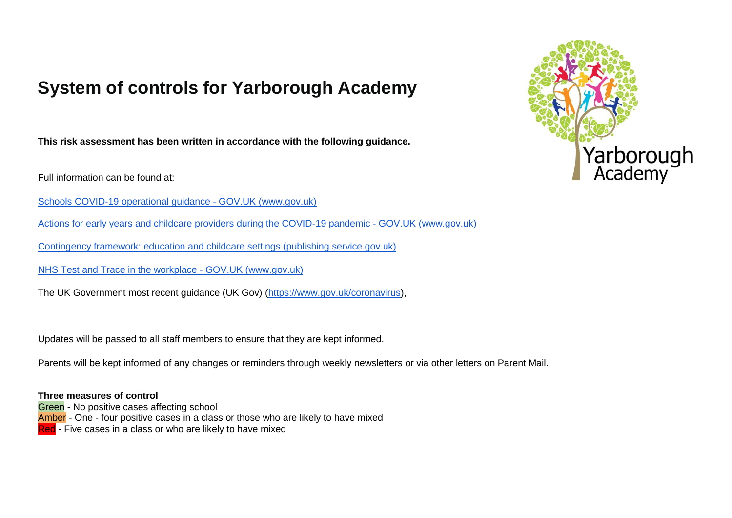# System of controls for Yarborough Academy

**This risk assessment has been written in accordance with the following guidance.**

Full information can be found at:

[Schools COVID-19 operational guidance - GOV.UK (www.gov.uk)]

[Actions for early years and childcare providers during the COVID-19 pandemic - GOV.UK (www.gov.uk)]

[Contingency framework: education and childcare settings (publishing.service.gov.uk)]

[NHS Test and Trace in the workplace - GOV.UK (www.gov.uk)]

The UK Government most recent guidance (UK Gov) (https://www.gov.uk/coronavirus),

Updates will be passed to all staff members to ensure that they are kept informed.

Parents will be kept informed of any changes or reminders through weekly newsletters or via other letters on Parent Mail.

**Three measures of control**

Green - No positive cases affecting school

Amber - One - four positive cases in a class or those who are likely to have mixed

Red - Five cases in a class or who are likely to have mixed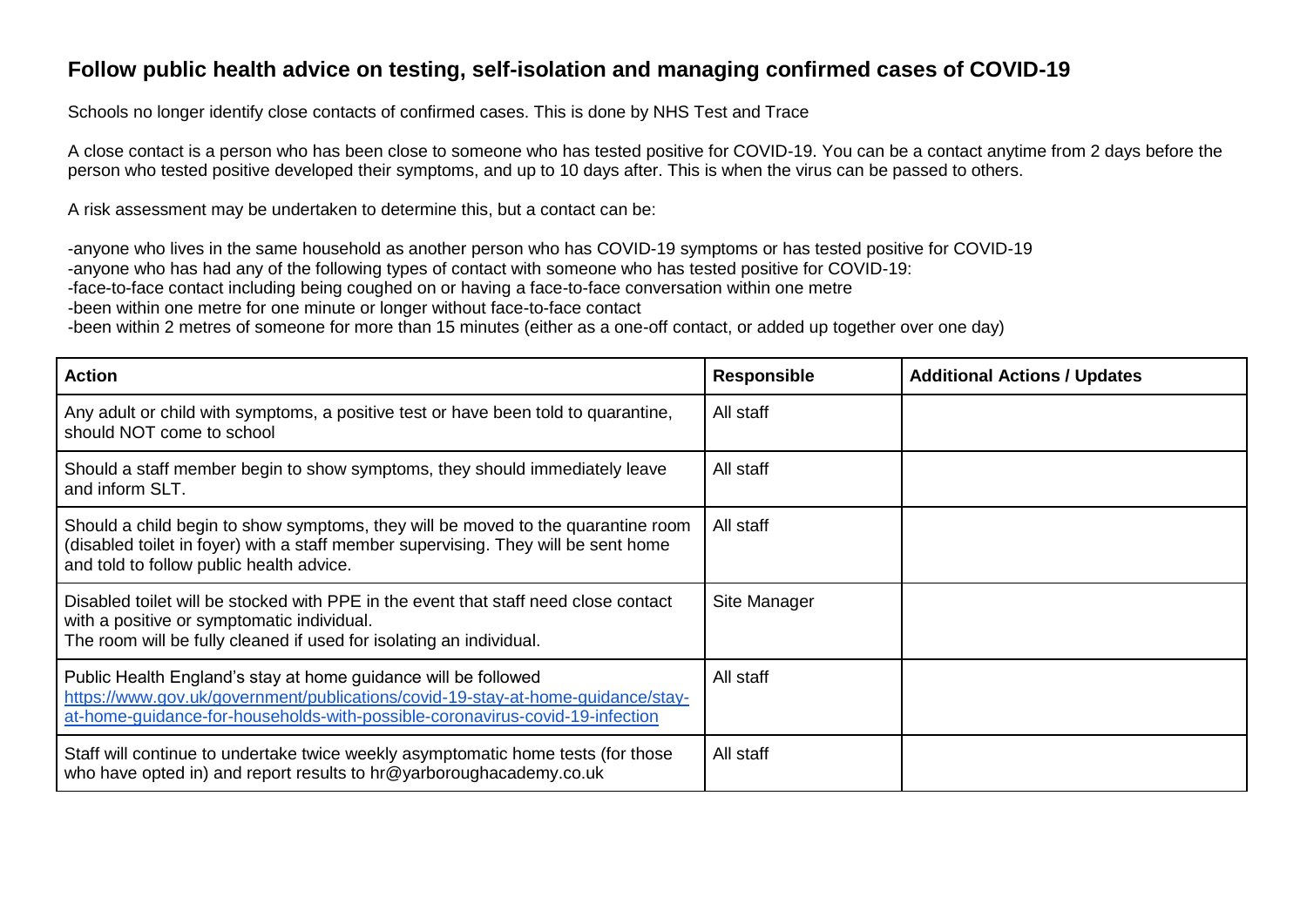## Follow public health advice on testing, self-isolation and managing confirmed cases of COVID-19

Schools no longer identify close contacts of confirmed cases. This is done by NHS Test and Trace

A close contact is a person who has been close to someone who has tested positive for COVID-19. You can be a contact anytime from 2 days before the person who tested positive developed their symptoms, and up to 10 days after. This is when the virus can be passed to others.

A risk assessment may be undertaken to determine this, but a contact can be:

-anyone who lives in the same household as another person who has COVID-19 symptoms or has tested positive for COVID-19
-anyone who has had any of the following types of contact with someone who has tested positive for COVID-19:
-face-to-face contact including being coughed on or having a face-to-face conversation within one metre
-been within one metre for one minute or longer without face-to-face contact
-been within 2 metres of someone for more than 15 minutes (either as a one-off contact, or added up together over one day)

| Action | Responsible | Additional Actions / Updates |
|---|---|---|
| Any adult or child with symptoms, a positive test or have been told to quarantine, should NOT come to school | All staff | |
| Should a staff member begin to show symptoms, they should immediately leave and inform SLT. | All staff | |
| Should a child begin to show symptoms, they will be moved to the quarantine room (disabled toilet in foyer) with a staff member supervising. They will be sent home and told to follow public health advice. | All staff | |
| Disabled toilet will be stocked with PPE in the event that staff need close contact with a positive or symptomatic individual. The room will be fully cleaned if used for isolating an individual. | Site Manager | |
| Public Health England's stay at home guidance will be followed https://www.gov.uk/government/publications/covid-19-stay-at-home-guidance/stay-at-home-guidance-for-households-with-possible-coronavirus-covid-19-infection | All staff | |
| Staff will continue to undertake twice weekly asymptomatic home tests (for those who have opted in) and report results to hr@yarboroughacademy.co.uk | All staff | |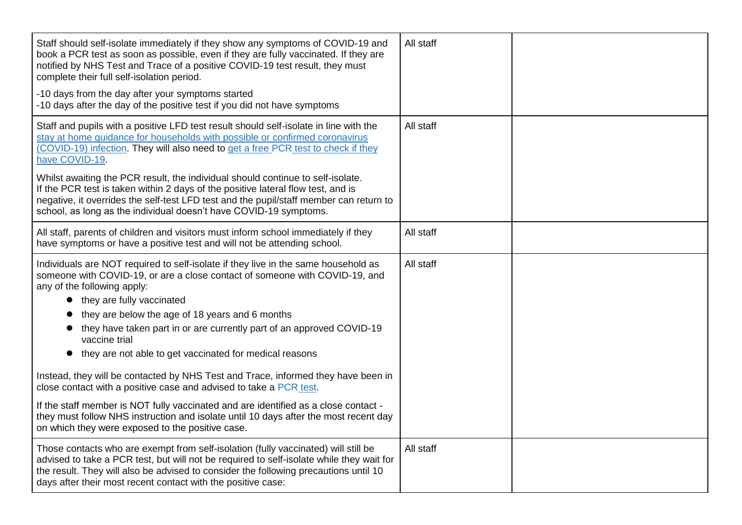| | | |
|---|---|---|
| Staff should self-isolate immediately if they show any symptoms of COVID-19 and book a PCR test as soon as possible, even if they are fully vaccinated. If they are notified by NHS Test and Trace of a positive COVID-19 test result, they must complete their full self-isolation period.<br><br>-10 days from the day after your symptoms started<br>-10 days after the day of the positive test if you did not have symptoms | All staff | |
| Staff and pupils with a positive LFD test result should self-isolate in line with the [stay at home guidance for households with possible or confirmed coronavirus (COVID-19) infection](). They will also need to [get a free PCR test to check if they have COVID-19]().<br><br>Whilst awaiting the PCR result, the individual should continue to self-isolate. If the PCR test is taken within 2 days of the positive lateral flow test, and is negative, it overrides the self-test LFD test and the pupil/staff member can return to school, as long as the individual doesn't have COVID-19 symptoms. | All staff | |
| All staff, parents of children and visitors must inform school immediately if they have symptoms or have a positive test and will not be attending school. | All staff | |
| Individuals are NOT required to self-isolate if they live in the same household as someone with COVID-19, or are a close contact of someone with COVID-19, and any of the following apply:<br>• they are fully vaccinated<br>• they are below the age of 18 years and 6 months<br>• they have taken part in or are currently part of an approved COVID-19 vaccine trial<br>• they are not able to get vaccinated for medical reasons<br><br>Instead, they will be contacted by NHS Test and Trace, informed they have been in close contact with a positive case and advised to take a [PCR test]().<br><br>If the staff member is NOT fully vaccinated and are identified as a close contact - they must follow NHS instruction and isolate until 10 days after the most recent day on which they were exposed to the positive case. | All staff | |
| Those contacts who are exempt from self-isolation (fully vaccinated) will still be advised to take a PCR test, but will not be required to self-isolate while they wait for the result. They will also be advised to consider the following precautions until 10 days after their most recent contact with the positive case: | All staff | |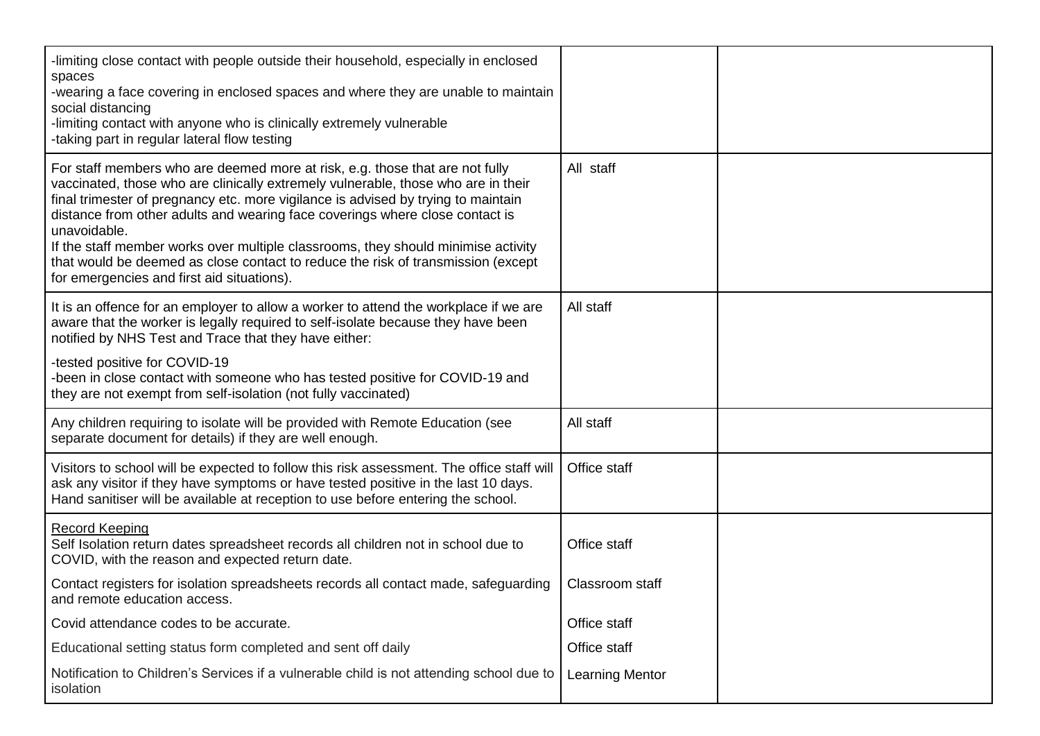| | | |
|---|---|---|
| -limiting close contact with people outside their household, especially in enclosed spaces<br>-wearing a face covering in enclosed spaces and where they are unable to maintain social distancing<br>-limiting contact with anyone who is clinically extremely vulnerable<br>-taking part in regular lateral flow testing | | |
| For staff members who are deemed more at risk, e.g. those that are not fully vaccinated, those who are clinically extremely vulnerable, those who are in their final trimester of pregnancy etc. more vigilance is advised by trying to maintain distance from other adults and wearing face coverings where close contact is unavoidable.<br>If the staff member works over multiple classrooms, they should minimise activity that would be deemed as close contact to reduce the risk of transmission (except for emergencies and first aid situations). | All staff | |
| It is an offence for an employer to allow a worker to attend the workplace if we are aware that the worker is legally required to self-isolate because they have been notified by NHS Test and Trace that they have either:<br>-tested positive for COVID-19<br>-been in close contact with someone who has tested positive for COVID-19 and they are not exempt from self-isolation (not fully vaccinated) | All staff | |
| Any children requiring to isolate will be provided with Remote Education (see separate document for details) if they are well enough. | All staff | |
| Visitors to school will be expected to follow this risk assessment. The office staff will ask any visitor if they have symptoms or have tested positive in the last 10 days. Hand sanitiser will be available at reception to use before entering the school. | Office staff | |
| Record Keeping<br>Self Isolation return dates spreadsheet records all children not in school due to COVID, with the reason and expected return date.<br>Contact registers for isolation spreadsheets records all contact made, safeguarding and remote education access.<br>Covid attendance codes to be accurate.<br>Educational setting status form completed and sent off daily<br>Notification to Children's Services if a vulnerable child is not attending school due to isolation | Office staff<br>Classroom staff<br>Office staff<br>Office staff<br>Learning Mentor | |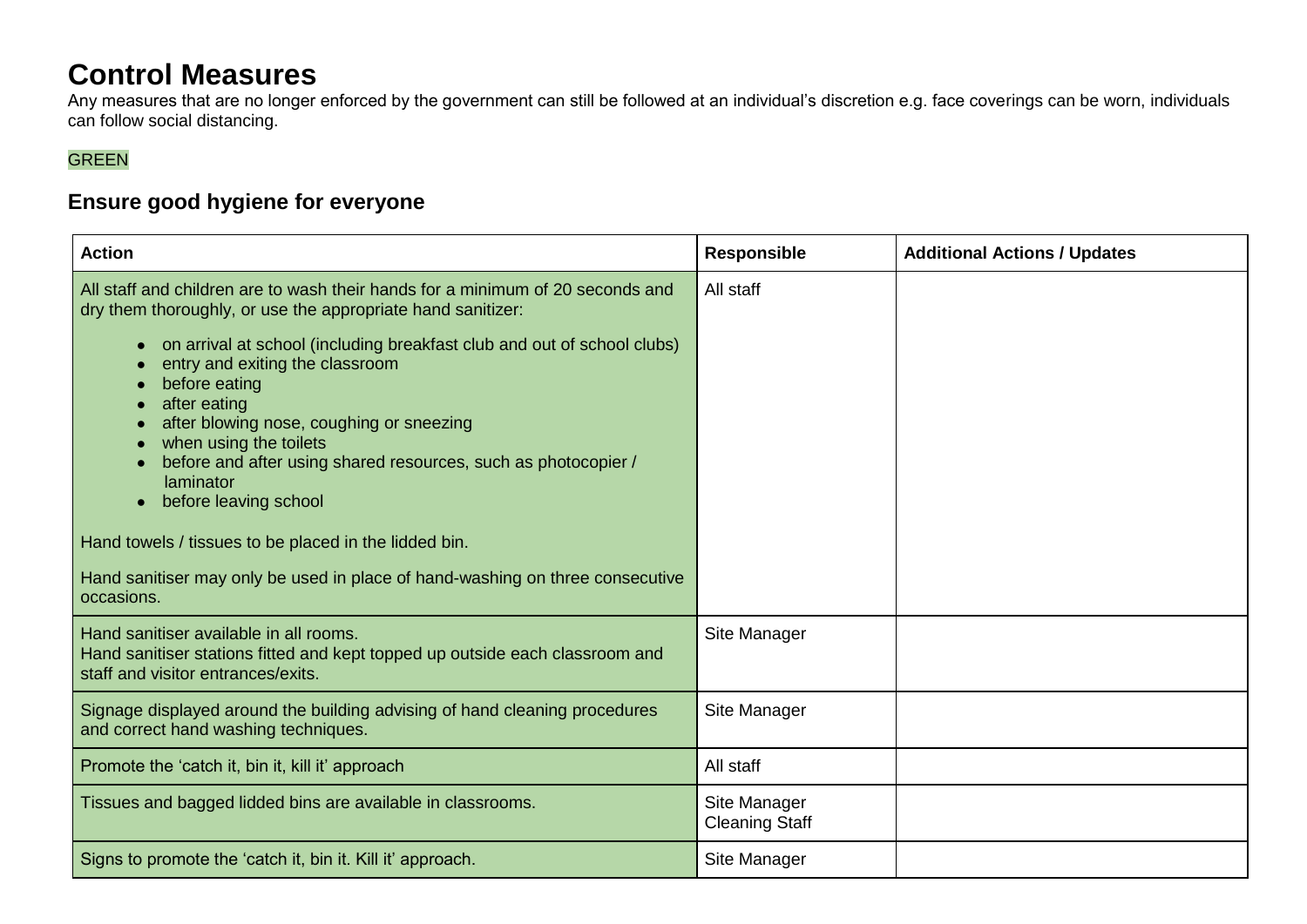# Control Measures

Any measures that are no longer enforced by the government can still be followed at an individual's discretion e.g. face coverings can be worn, individuals can follow social distancing.

GREEN

## Ensure good hygiene for everyone

| Action | Responsible | Additional Actions / Updates |
|---|---|---|
| All staff and children are to wash their hands for a minimum of 20 seconds and dry them thoroughly, or use the appropriate hand sanitizer:<br>• on arrival at school (including breakfast club and out of school clubs)<br>• entry and exiting the classroom<br>• before eating<br>• after eating<br>• after blowing nose, coughing or sneezing<br>• when using the toilets<br>• before and after using shared resources, such as photocopier / laminator<br>• before leaving school<br><br>Hand towels / tissues to be placed in the lidded bin.<br><br>Hand sanitiser may only be used in place of hand-washing on three consecutive occasions. | All staff | |
| Hand sanitiser available in all rooms.<br>Hand sanitiser stations fitted and kept topped up outside each classroom and staff and visitor entrances/exits. | Site Manager | |
| Signage displayed around the building advising of hand cleaning procedures and correct hand washing techniques. | Site Manager | |
| Promote the 'catch it, bin it, kill it' approach | All staff | |
| Tissues and bagged lidded bins are available in classrooms. | Site Manager<br>Cleaning Staff | |
| Signs to promote the 'catch it, bin it. Kill it' approach. | Site Manager | |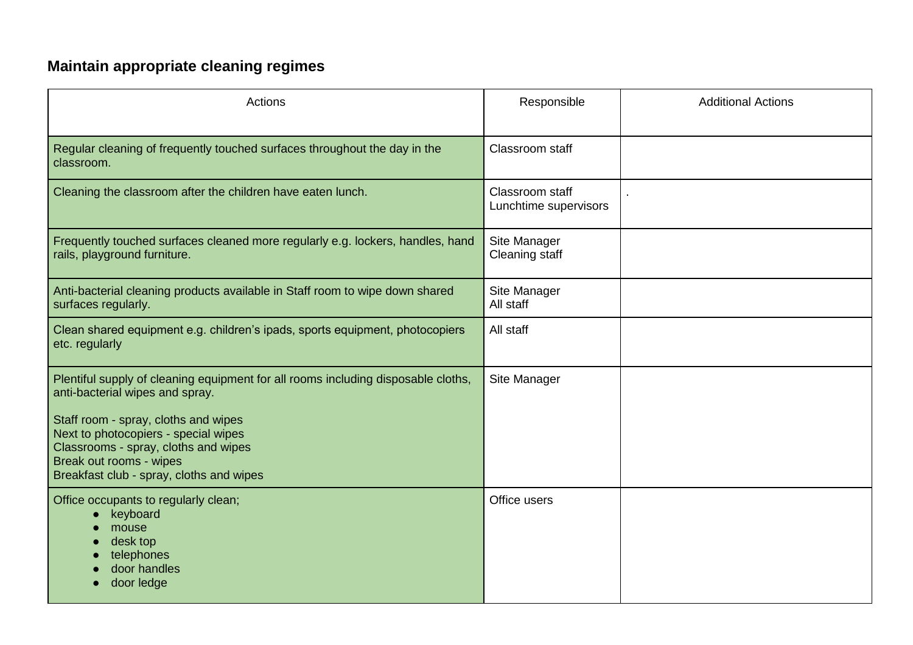## Maintain appropriate cleaning regimes

| Actions | Responsible | Additional Actions |
|---|---|---|
| Regular cleaning of frequently touched surfaces throughout the day in the classroom. | Classroom staff | |
| Cleaning the classroom after the children have eaten lunch. | Classroom staff<br>Lunchtime supervisors | . |
| Frequently touched surfaces cleaned more regularly e.g. lockers, handles, hand rails, playground furniture. | Site Manager<br>Cleaning staff | |
| Anti-bacterial cleaning products available in Staff room to wipe down shared surfaces regularly. | Site Manager<br>All staff | |
| Clean shared equipment e.g. children's ipads, sports equipment, photocopiers etc. regularly | All staff | |
| Plentiful supply of cleaning equipment for all rooms including disposable cloths, anti-bacterial wipes and spray.<br><br>Staff room - spray, cloths and wipes<br>Next to photocopiers - special wipes<br>Classrooms - spray, cloths and wipes<br>Break out rooms - wipes<br>Breakfast club - spray, cloths and wipes | Site Manager | |
| Office occupants to regularly clean;<br>• keyboard<br>• mouse<br>• desk top<br>• telephones<br>• door handles<br>• door ledge | Office users | |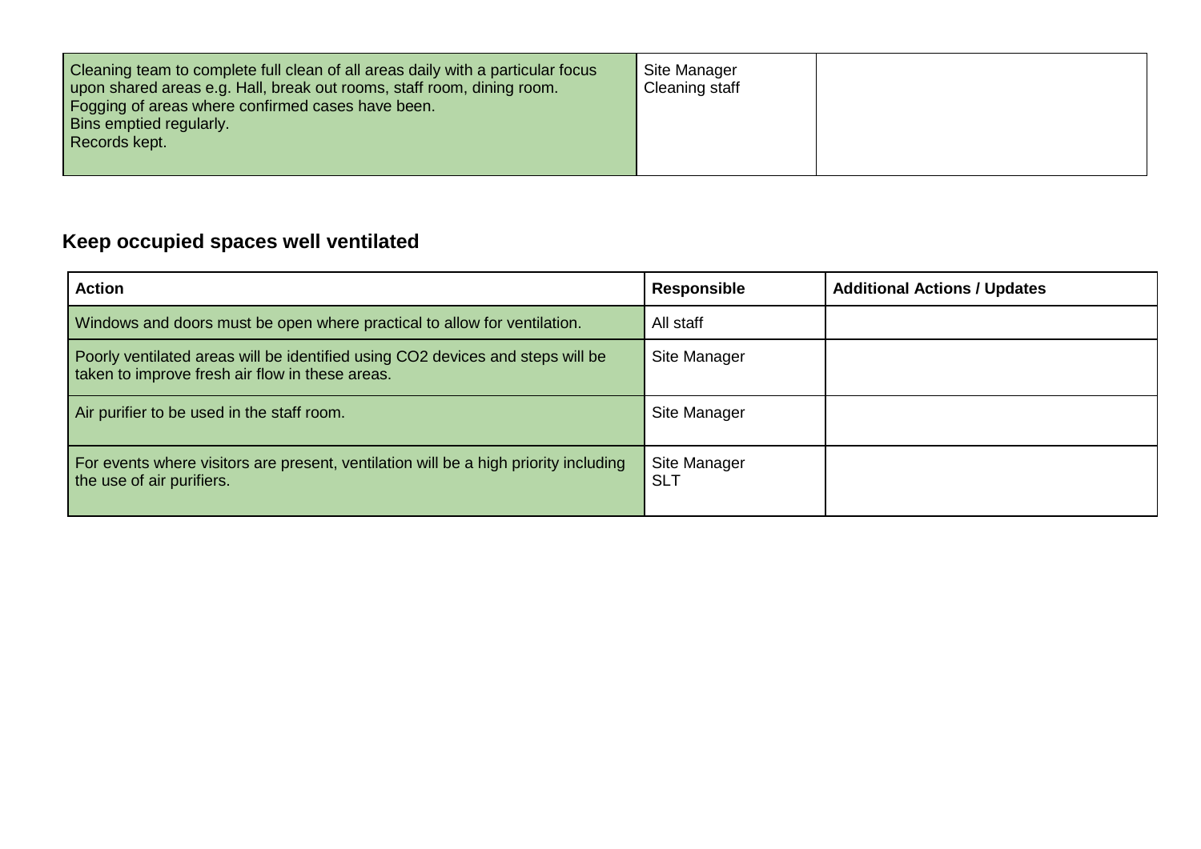| | | |
|---|---|---|
| Cleaning team to complete full clean of all areas daily with a particular focus upon shared areas e.g. Hall, break out rooms, staff room, dining room.<br>Fogging of areas where confirmed cases have been.<br>Bins emptied regularly.<br>Records kept. | Site Manager<br>Cleaning staff | |

## Keep occupied spaces well ventilated

| Action | Responsible | Additional Actions / Updates |
|---|---|---|
| Windows and doors must be open where practical to allow for ventilation. | All staff | |
| Poorly ventilated areas will be identified using $CO_2$ devices and steps will be taken to improve fresh air flow in these areas. | Site Manager | |
| Air purifier to be used in the staff room. | Site Manager | |
| For events where visitors are present, ventilation will be a high priority including the use of air purifiers. | Site Manager<br>SLT | |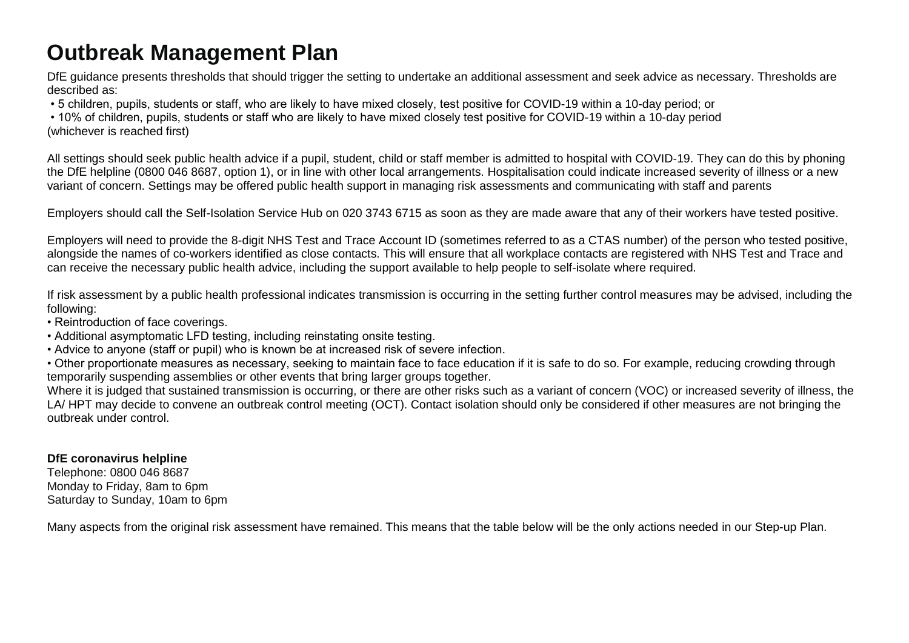# Outbreak Management Plan

DfE guidance presents thresholds that should trigger the setting to undertake an additional assessment and seek advice as necessary. Thresholds are described as:

- 5 children, pupils, students or staff, who are likely to have mixed closely, test positive for COVID-19 within a 10-day period; or
- 10% of children, pupils, students or staff who are likely to have mixed closely test positive for COVID-19 within a 10-day period

(whichever is reached first)

All settings should seek public health advice if a pupil, student, child or staff member is admitted to hospital with COVID-19. They can do this by phoning the DfE helpline (0800 046 8687, option 1), or in line with other local arrangements. Hospitalisation could indicate increased severity of illness or a new variant of concern. Settings may be offered public health support in managing risk assessments and communicating with staff and parents

Employers should call the Self-Isolation Service Hub on 020 3743 6715 as soon as they are made aware that any of their workers have tested positive.

Employers will need to provide the 8-digit NHS Test and Trace Account ID (sometimes referred to as a CTAS number) of the person who tested positive, alongside the names of co-workers identified as close contacts. This will ensure that all workplace contacts are registered with NHS Test and Trace and can receive the necessary public health advice, including the support available to help people to self-isolate where required.

If risk assessment by a public health professional indicates transmission is occurring in the setting further control measures may be advised, including the following:

- Reintroduction of face coverings.
- Additional asymptomatic LFD testing, including reinstating onsite testing.
- Advice to anyone (staff or pupil) who is known be at increased risk of severe infection.
- Other proportionate measures as necessary, seeking to maintain face to face education if it is safe to do so. For example, reducing crowding through temporarily suspending assemblies or other events that bring larger groups together.

Where it is judged that sustained transmission is occurring, or there are other risks such as a variant of concern (VOC) or increased severity of illness, the LA/ HPT may decide to convene an outbreak control meeting (OCT). Contact isolation should only be considered if other measures are not bringing the outbreak under control.

**DfE coronavirus helpline**
Telephone: 0800 046 8687
Monday to Friday, 8am to 6pm
Saturday to Sunday, 10am to 6pm

Many aspects from the original risk assessment have remained. This means that the table below will be the only actions needed in our Step-up Plan.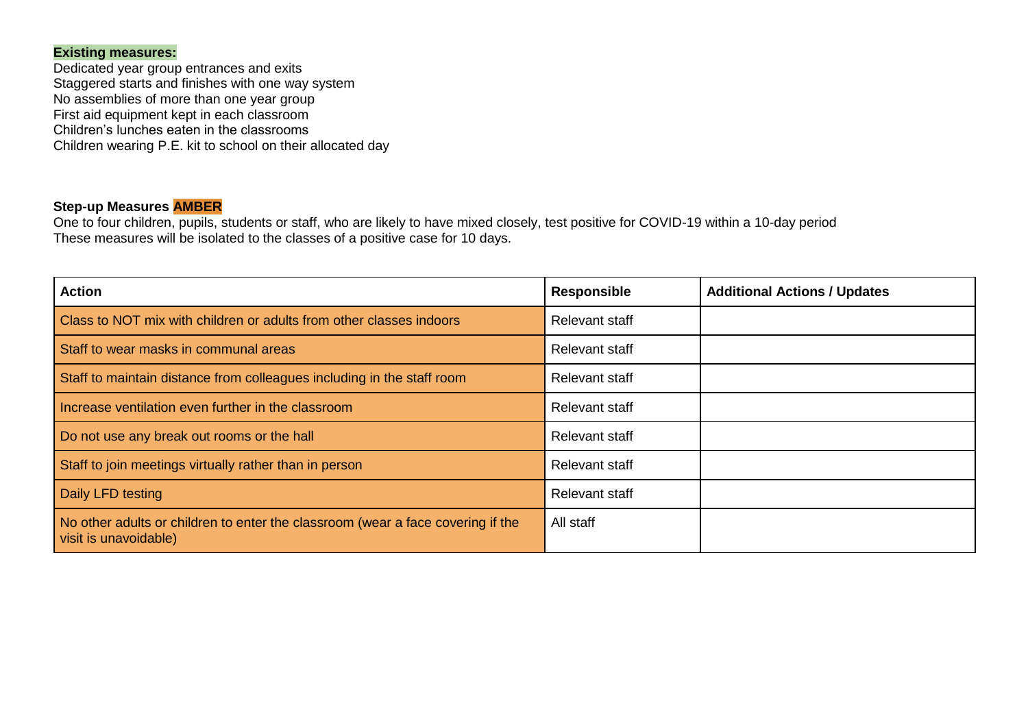**Existing measures:**

Dedicated year group entrances and exits
Staggered starts and finishes with one way system
No assemblies of more than one year group
First aid equipment kept in each classroom
Children's lunches eaten in the classrooms
Children wearing P.E. kit to school on their allocated day

**Step-up Measures AMBER**

One to four children, pupils, students or staff, who are likely to have mixed closely, test positive for COVID-19 within a 10-day period
These measures will be isolated to the classes of a positive case for 10 days.

| Action | Responsible | Additional Actions / Updates |
| --- | --- | --- |
| Class to NOT mix with children or adults from other classes indoors | Relevant staff | |
| Staff to wear masks in communal areas | Relevant staff | |
| Staff to maintain distance from colleagues including in the staff room | Relevant staff | |
| Increase ventilation even further in the classroom | Relevant staff | |
| Do not use any break out rooms or the hall | Relevant staff | |
| Staff to join meetings virtually rather than in person | Relevant staff | |
| Daily LFD testing | Relevant staff | |
| No other adults or children to enter the classroom (wear a face covering if the visit is unavoidable) | All staff | |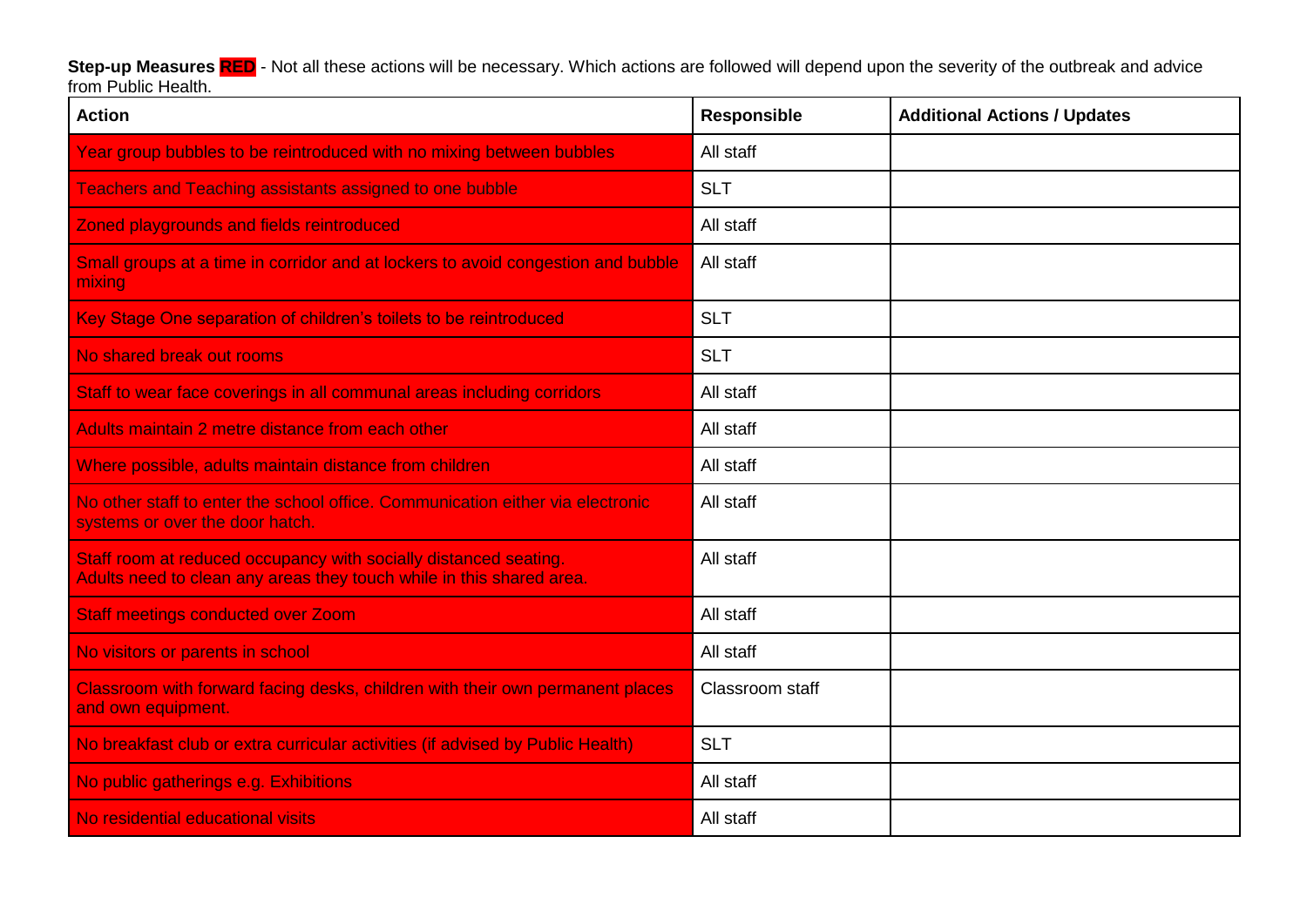**Step-up Measures RED** - Not all these actions will be necessary. Which actions are followed will depend upon the severity of the outbreak and advice from Public Health.

| Action | Responsible | Additional Actions / Updates |
|---|---|---|
| Year group bubbles to be reintroduced with no mixing between bubbles | All staff | |
| Teachers and Teaching assistants assigned to one bubble | SLT | |
| Zoned playgrounds and fields reintroduced | All staff | |
| Small groups at a time in corridor and at lockers to avoid congestion and bubble mixing | All staff | |
| Key Stage One separation of children's toilets to be reintroduced | SLT | |
| No shared break out rooms | SLT | |
| Staff to wear face coverings in all communal areas including corridors | All staff | |
| Adults maintain 2 metre distance from each other | All staff | |
| Where possible, adults maintain distance from children | All staff | |
| No other staff to enter the school office. Communication either via electronic systems or over the door hatch. | All staff | |
| Staff room at reduced occupancy with socially distanced seating.<br>Adults need to clean any areas they touch while in this shared area. | All staff | |
| Staff meetings conducted over Zoom | All staff | |
| No visitors or parents in school | All staff | |
| Classroom with forward facing desks, children with their own permanent places and own equipment. | Classroom staff | |
| No breakfast club or extra curricular activities (if advised by Public Health) | SLT | |
| No public gatherings e.g. Exhibitions | All staff | |
| No residential educational visits | All staff | |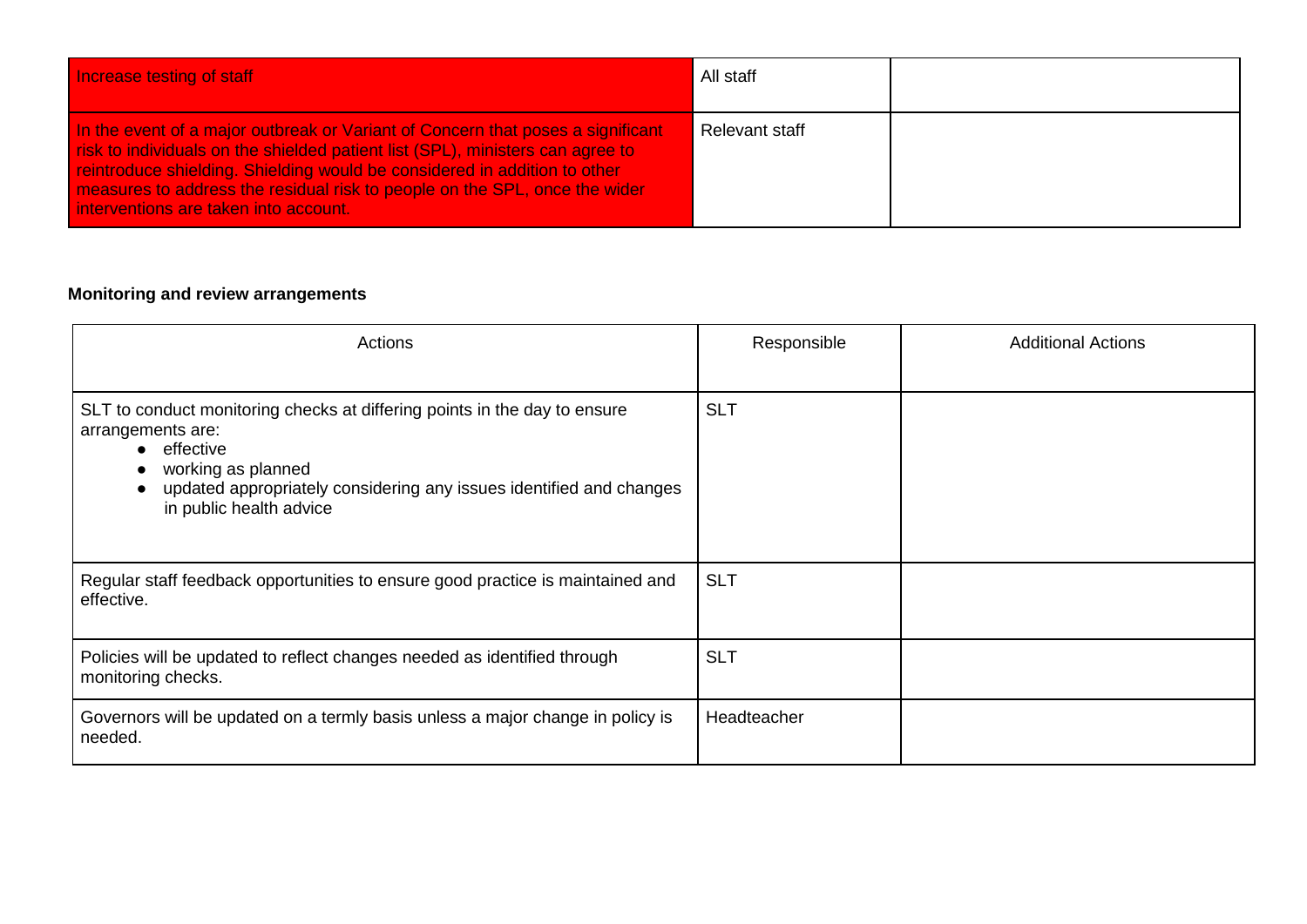| | | |
|---|---|---|
| Increase testing of staff | All staff | |
| In the event of a major outbreak or Variant of Concern that poses a significant risk to individuals on the shielded patient list (SPL), ministers can agree to reintroduce shielding. Shielding would be considered in addition to other measures to address the residual risk to people on the SPL, once the wider interventions are taken into account. | Relevant staff | |

**Monitoring and review arrangements**

| Actions | Responsible | Additional Actions |
|---|---|---|
| SLT to conduct monitoring checks at differing points in the day to ensure arrangements are: <br>● effective <br>● working as planned <br>● updated appropriately considering any issues identified and changes in public health advice | SLT | |
| Regular staff feedback opportunities to ensure good practice is maintained and effective. | SLT | |
| Policies will be updated to reflect changes needed as identified through monitoring checks. | SLT | |
| Governors will be updated on a termly basis unless a major change in policy is needed. | Headteacher | |